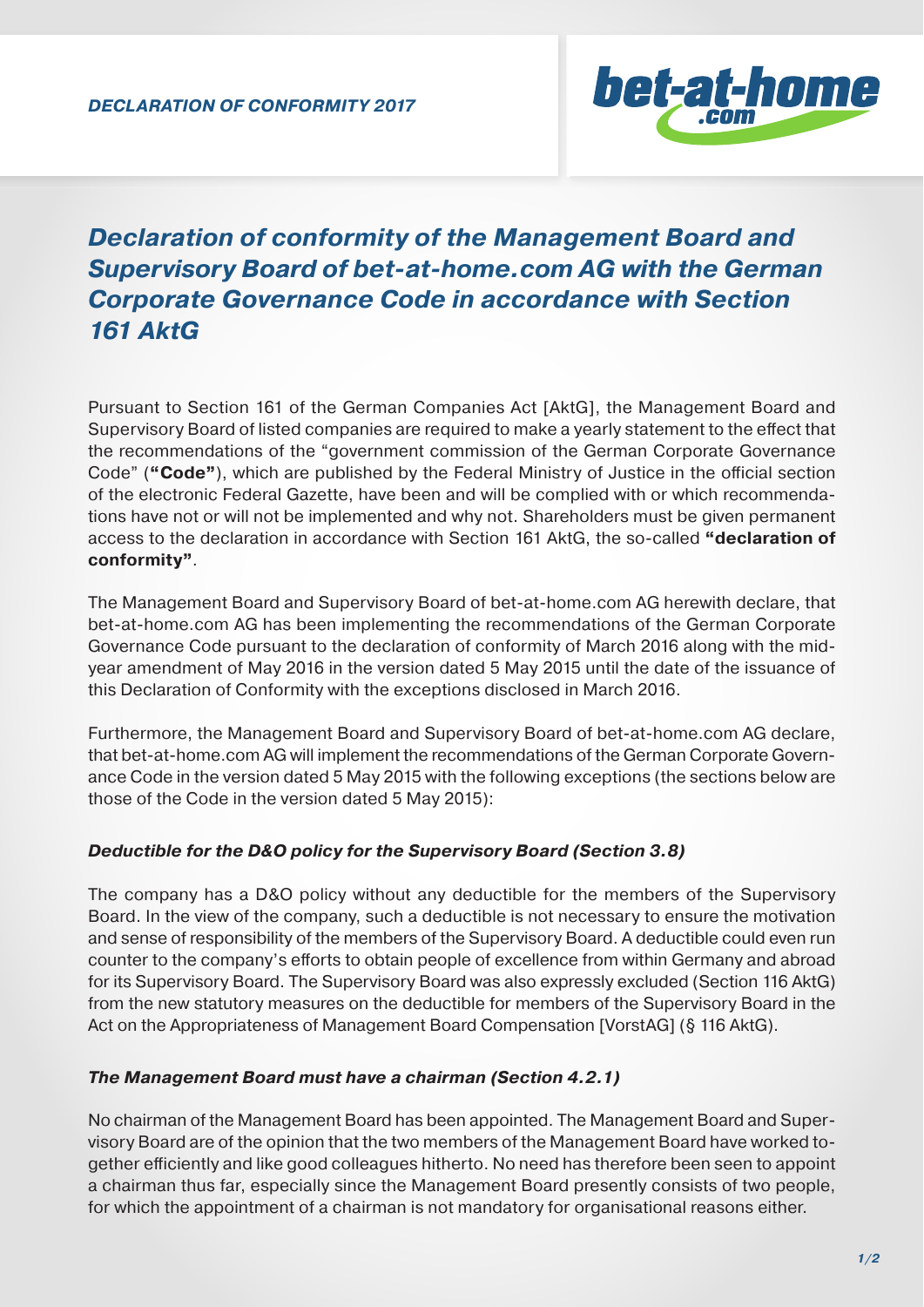*DECLARATION OF CONFORMITY 2017*

# *Declaration of conformity of the Management Board and Supervisory Board of bet-at-home.com AG with the German Corporate Governance Code in accordance with Section 161 AktG*

Pursuant to Section 161 of the German Companies Act [AktG], the Management Board and Supervisory Board of listed companies are required to make a yearly statement to the effect that the recommendations of the "government commission of the German Corporate Governance Code" (**"Code"**), which are published by the Federal Ministry of Justice in the official section of the electronic Federal Gazette, have been and will be complied with or which recommendations have not or will not be implemented and why not. Shareholders must be given permanent access to the declaration in accordance with Section 161 AktG, the so-called **"declaration of conformity"**.

The Management Board and Supervisory Board of bet-at-home.com AG herewith declare, that bet-at-home.com AG has been implementing the recommendations of the German Corporate Governance Code pursuant to the declaration of conformity of March 2016 along with the mid-year amendment of May 2016 in the version dated 5 May 2015 until the date of the issuance of this Declaration of Conformity with the exceptions disclosed in March 2016.

Furthermore, the Management Board and Supervisory Board of bet-at-home.com AG declare, that bet-at-home.com AG will implement the recommendations of the German Corporate Governance Code in the version dated 5 May 2015 with the following exceptions (the sections below are those of the Code in the version dated 5 May 2015):

### *Deductible for the D&O policy for the Supervisory Board (Section 3.8)*

The company has a D&O policy without any deductible for the members of the Supervisory Board. In the view of the company, such a deductible is not necessary to ensure the motivation and sense of responsibility of the members of the Supervisory Board. A deductible could even run counter to the company's efforts to obtain people of excellence from within Germany and abroad for its Supervisory Board. The Supervisory Board was also expressly excluded (Section 116 AktG) from the new statutory measures on the deductible for members of the Supervisory Board in the Act on the Appropriateness of Management Board Compensation [VorstAG] (§ 116 AktG).

### *The Management Board must have a chairman (Section 4.2.1)*

No chairman of the Management Board has been appointed. The Management Board and Supervisory Board are of the opinion that the two members of the Management Board have worked together efficiently and like good colleagues hitherto. No need has therefore been seen to appoint a chairman thus far, especially since the Management Board presently consists of two people, for which the appointment of a chairman is not mandatory for organisational reasons either.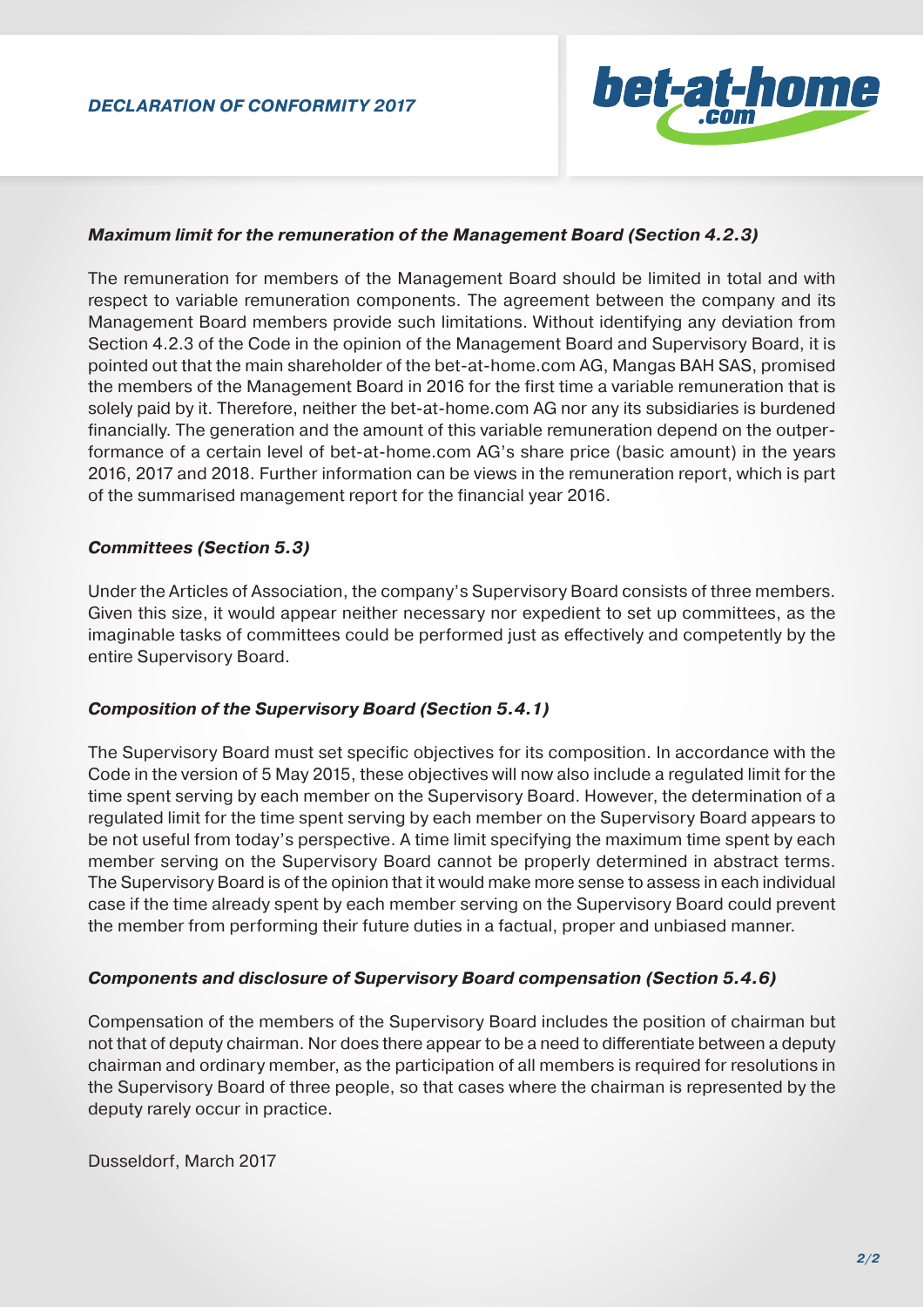#### *Maximum limit for the remuneration of the Management Board (Section 4.2.3)*

The remuneration for members of the Management Board should be limited in total and with respect to variable remuneration components. The agreement between the company and its Management Board members provide such limitations. Without identifying any deviation from Section 4.2.3 of the Code in the opinion of the Management Board and Supervisory Board, it is pointed out that the main shareholder of the bet-at-home.com AG, Mangas BAH SAS, promised the members of the Management Board in 2016 for the first time a variable remuneration that is solely paid by it. Therefore, neither the bet-at-home.com AG nor any its subsidiaries is burdened financially. The generation and the amount of this variable remuneration depend on the outperformance of a certain level of bet-at-home.com AG's share price (basic amount) in the years 2016, 2017 and 2018. Further information can be views in the remuneration report, which is part of the summarised management report for the financial year 2016.

#### *Committees (Section 5.3)*

Under the Articles of Association, the company's Supervisory Board consists of three members. Given this size, it would appear neither necessary nor expedient to set up committees, as the imaginable tasks of committees could be performed just as effectively and competently by the entire Supervisory Board.

#### *Composition of the Supervisory Board (Section 5.4.1)*

The Supervisory Board must set specific objectives for its composition. In accordance with the Code in the version of 5 May 2015, these objectives will now also include a regulated limit for the time spent serving by each member on the Supervisory Board. However, the determination of a regulated limit for the time spent serving by each member on the Supervisory Board appears to be not useful from today's perspective. A time limit specifying the maximum time spent by each member serving on the Supervisory Board cannot be properly determined in abstract terms. The Supervisory Board is of the opinion that it would make more sense to assess in each individual case if the time already spent by each member serving on the Supervisory Board could prevent the member from performing their future duties in a factual, proper and unbiased manner.

#### *Components and disclosure of Supervisory Board compensation (Section 5.4.6)*

Compensation of the members of the Supervisory Board includes the position of chairman but not that of deputy chairman. Nor does there appear to be a need to differentiate between a deputy chairman and ordinary member, as the participation of all members is required for resolutions in the Supervisory Board of three people, so that cases where the chairman is represented by the deputy rarely occur in practice.

Dusseldorf, March 2017